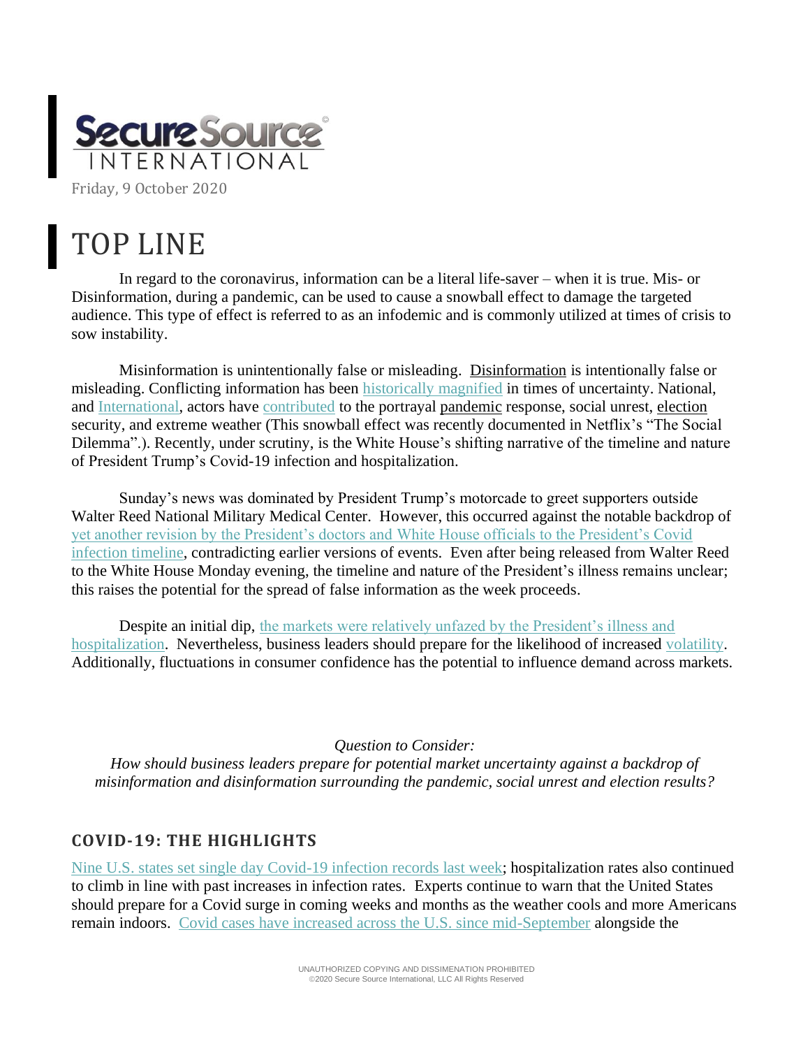# Secure Source International

Friday, 9 October 2020

# TOP LINE

In regard to the coronavirus, information can be a literal life-saver – when it is true. Mis- or Disinformation, during a pandemic, can be used to cause a snowball effect to damage the targeted audience. This type of effect is referred to as an infodemic and is commonly utilized at times of crisis to sow instability.

Misinformation is unintentionally false or misleading. Disinformation is intentionally false or misleading. Conflicting information has been historically magnified in times of uncertainty. National, and International, actors have contributed to the portrayal pandemic response, social unrest, election security, and extreme weather (This snowball effect was recently documented in Netflix's "The Social Dilemma".). Recently, under scrutiny, is the White House's shifting narrative of the timeline and nature of President Trump's Covid-19 infection and hospitalization.

Sunday's news was dominated by President Trump's motorcade to greet supporters outside Walter Reed National Military Medical Center. However, this occurred against the notable backdrop of yet another revision by the President's doctors and White House officials to the President's Covid infection timeline, contradicting earlier versions of events. Even after being released from Walter Reed to the White House Monday evening, the timeline and nature of the President's illness remains unclear; this raises the potential for the spread of false information as the week proceeds.

Despite an initial dip, the markets were relatively unfazed by the President's illness and hospitalization. Nevertheless, business leaders should prepare for the likelihood of increased volatility. Additionally, fluctuations in consumer confidence has the potential to influence demand across markets.

*Question to Consider:*
*How should business leaders prepare for potential market uncertainty against a backdrop of misinformation and disinformation surrounding the pandemic, social unrest and election results?*

### COVID-19: THE HIGHLIGHTS

Nine U.S. states set single day Covid-19 infection records last week; hospitalization rates also continued to climb in line with past increases in infection rates. Experts continue to warn that the United States should prepare for a Covid surge in coming weeks and months as the weather cools and more Americans remain indoors. Covid cases have increased across the U.S. since mid-September alongside the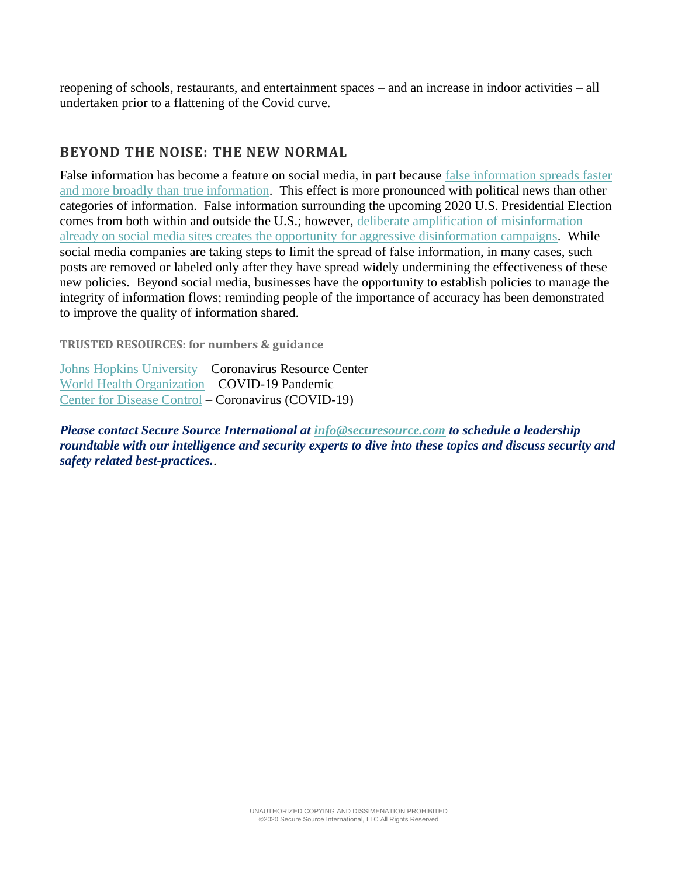reopening of schools, restaurants, and entertainment spaces – and an increase in indoor activities – all undertaken prior to a flattening of the Covid curve.

## BEYOND THE NOISE: THE NEW NORMAL

False information has become a feature on social media, in part because false information spreads faster and more broadly than true information. This effect is more pronounced with political news than other categories of information. False information surrounding the upcoming 2020 U.S. Presidential Election comes from both within and outside the U.S.; however, deliberate amplification of misinformation already on social media sites creates the opportunity for aggressive disinformation campaigns. While social media companies are taking steps to limit the spread of false information, in many cases, such posts are removed or labeled only after they have spread widely undermining the effectiveness of these new policies. Beyond social media, businesses have the opportunity to establish policies to manage the integrity of information flows; reminding people of the importance of accuracy has been demonstrated to improve the quality of information shared.

**TRUSTED RESOURCES: for numbers & guidance**

Johns Hopkins University – Coronavirus Resource Center
World Health Organization – COVID-19 Pandemic
Center for Disease Control – Coronavirus (COVID-19)

***Please contact Secure Source International at info@secureresource.com to schedule a leadership roundtable with our intelligence and security experts to dive into these topics and discuss security and safety related best-practices.***.